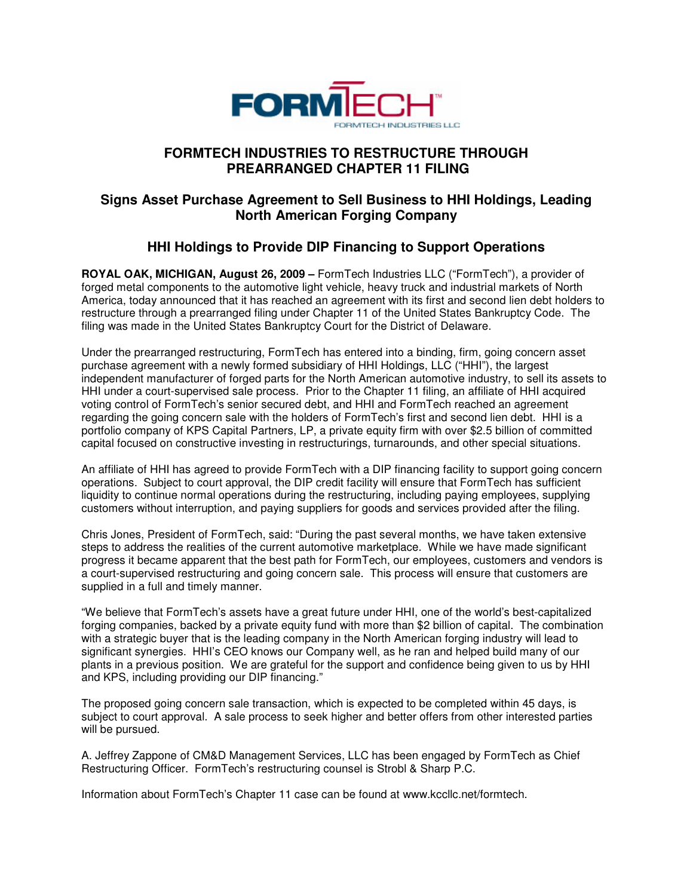FORMTECH™
FORMTECH INDUSTRIES LLC

# FORMTECH INDUSTRIES TO RESTRUCTURE THROUGH PREARRANGED CHAPTER 11 FILING

## Signs Asset Purchase Agreement to Sell Business to HHI Holdings, Leading North American Forging Company

## HHI Holdings to Provide DIP Financing to Support Operations

**ROYAL OAK, MICHIGAN, August 26, 2009 –** FormTech Industries LLC ("FormTech"), a provider of forged metal components to the automotive light vehicle, heavy truck and industrial markets of North America, today announced that it has reached an agreement with its first and second lien debt holders to restructure through a prearranged filing under Chapter 11 of the United States Bankruptcy Code. The filing was made in the United States Bankruptcy Court for the District of Delaware.

Under the prearranged restructuring, FormTech has entered into a binding, firm, going concern asset purchase agreement with a newly formed subsidiary of HHI Holdings, LLC ("HHI"), the largest independent manufacturer of forged parts for the North American automotive industry, to sell its assets to HHI under a court-supervised sale process. Prior to the Chapter 11 filing, an affiliate of HHI acquired voting control of FormTech's senior secured debt, and HHI and FormTech reached an agreement regarding the going concern sale with the holders of FormTech's first and second lien debt. HHI is a portfolio company of KPS Capital Partners, LP, a private equity firm with over $2.5 billion of committed capital focused on constructive investing in restructurings, turnarounds, and other special situations.

An affiliate of HHI has agreed to provide FormTech with a DIP financing facility to support going concern operations. Subject to court approval, the DIP credit facility will ensure that FormTech has sufficient liquidity to continue normal operations during the restructuring, including paying employees, supplying customers without interruption, and paying suppliers for goods and services provided after the filing.

Chris Jones, President of FormTech, said: "During the past several months, we have taken extensive steps to address the realities of the current automotive marketplace. While we have made significant progress it became apparent that the best path for FormTech, our employees, customers and vendors is a court-supervised restructuring and going concern sale. This process will ensure that customers are supplied in a full and timely manner.

"We believe that FormTech's assets have a great future under HHI, one of the world's best-capitalized forging companies, backed by a private equity fund with more than $2 billion of capital. The combination with a strategic buyer that is the leading company in the North American forging industry will lead to significant synergies. HHI's CEO knows our Company well, as he ran and helped build many of our plants in a previous position. We are grateful for the support and confidence being given to us by HHI and KPS, including providing our DIP financing."

The proposed going concern sale transaction, which is expected to be completed within 45 days, is subject to court approval. A sale process to seek higher and better offers from other interested parties will be pursued.

A. Jeffrey Zappone of CM&D Management Services, LLC has been engaged by FormTech as Chief Restructuring Officer. FormTech's restructuring counsel is Strobl & Sharp P.C.

Information about FormTech's Chapter 11 case can be found at www.kccllc.net/formtech.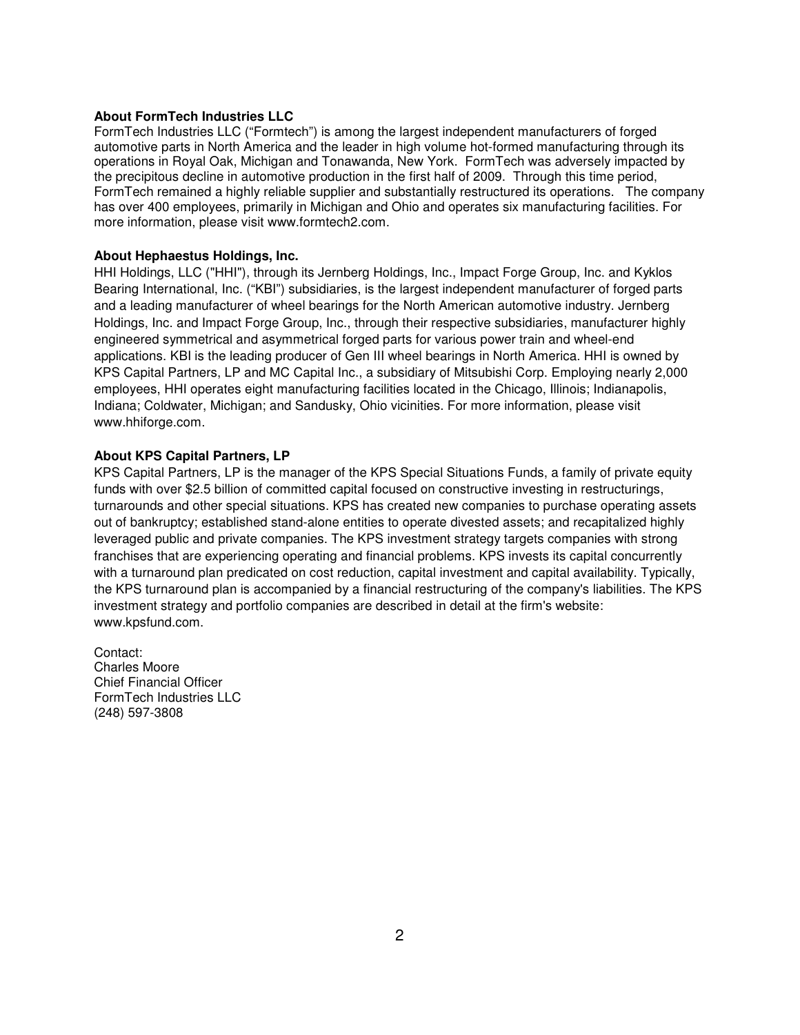**About FormTech Industries LLC**

FormTech Industries LLC ("Formtech") is among the largest independent manufacturers of forged automotive parts in North America and the leader in high volume hot-formed manufacturing through its operations in Royal Oak, Michigan and Tonawanda, New York. FormTech was adversely impacted by the precipitous decline in automotive production in the first half of 2009. Through this time period, FormTech remained a highly reliable supplier and substantially restructured its operations. The company has over 400 employees, primarily in Michigan and Ohio and operates six manufacturing facilities. For more information, please visit www.formtech2.com.

**About Hephaestus Holdings, Inc.**

HHI Holdings, LLC ("HHI"), through its Jernberg Holdings, Inc., Impact Forge Group, Inc. and Kyklos Bearing International, Inc. ("KBI") subsidiaries, is the largest independent manufacturer of forged parts and a leading manufacturer of wheel bearings for the North American automotive industry. Jernberg Holdings, Inc. and Impact Forge Group, Inc., through their respective subsidiaries, manufacturer highly engineered symmetrical and asymmetrical forged parts for various power train and wheel-end applications. KBI is the leading producer of Gen III wheel bearings in North America. HHI is owned by KPS Capital Partners, LP and MC Capital Inc., a subsidiary of Mitsubishi Corp. Employing nearly 2,000 employees, HHI operates eight manufacturing facilities located in the Chicago, Illinois; Indianapolis, Indiana; Coldwater, Michigan; and Sandusky, Ohio vicinities. For more information, please visit www.hhiforge.com.

**About KPS Capital Partners, LP**

KPS Capital Partners, LP is the manager of the KPS Special Situations Funds, a family of private equity funds with over $2.5 billion of committed capital focused on constructive investing in restructurings, turnarounds and other special situations. KPS has created new companies to purchase operating assets out of bankruptcy; established stand-alone entities to operate divested assets; and recapitalized highly leveraged public and private companies. The KPS investment strategy targets companies with strong franchises that are experiencing operating and financial problems. KPS invests its capital concurrently with a turnaround plan predicated on cost reduction, capital investment and capital availability. Typically, the KPS turnaround plan is accompanied by a financial restructuring of the company's liabilities. The KPS investment strategy and portfolio companies are described in detail at the firm's website: www.kpsfund.com.

Contact:
Charles Moore
Chief Financial Officer
FormTech Industries LLC
(248) 597-3808